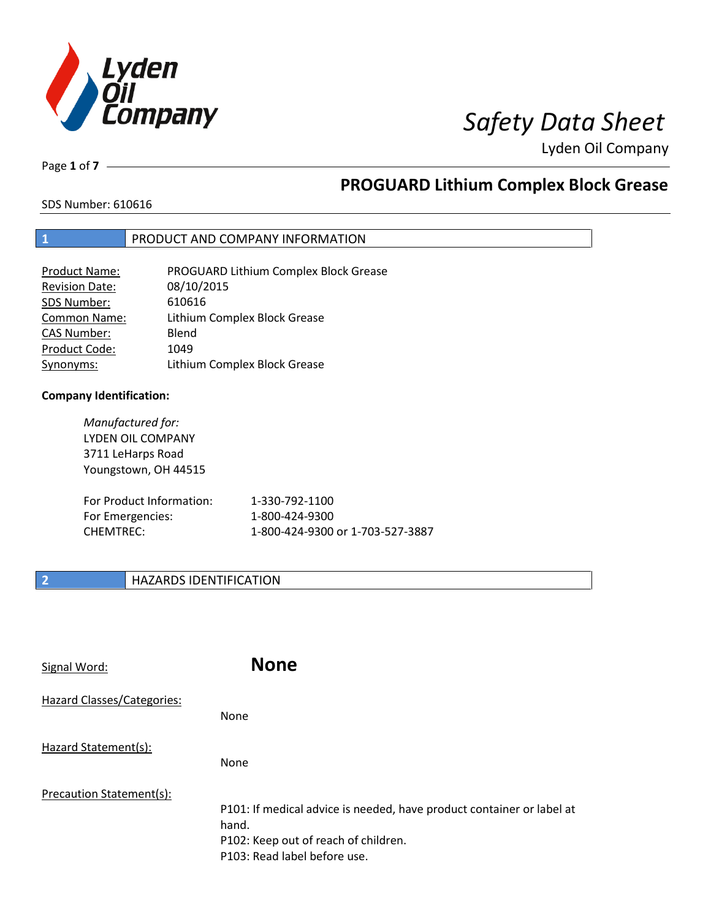# Safety Data Sheet

Lyden Oil Company

## PROGUARD Lithium Complex Block Grease

SDS Number: 610616

## 1 PRODUCT AND COMPANY INFORMATION

| | |
|---|---|
| Product Name: | PROGUARD Lithium Complex Block Grease |
| Revision Date: | 08/10/2015 |
| SDS Number: | 610616 |
| Common Name: | Lithium Complex Block Grease |
| CAS Number: | Blend |
| Product Code: | 1049 |
| Synonyms: | Lithium Complex Block Grease |

**Company Identification:**

*Manufactured for:*
LYDEN OIL COMPANY
3711 LeHarps Road
Youngstown, OH 44515

| | |
|---|---|
| For Product Information: | 1-330-792-1100 |
| For Emergencies: | 1-800-424-9300 |
| CHEMTREC: | 1-800-424-9300 or 1-703-527-3887 |

## 2 HAZARDS IDENTIFICATION

Signal Word: **None**

Hazard Classes/Categories:

None

Hazard Statement(s):

None

Precaution Statement(s):

P101: If medical advice is needed, have product container or label at hand.
P102: Keep out of reach of children.
P103: Read label before use.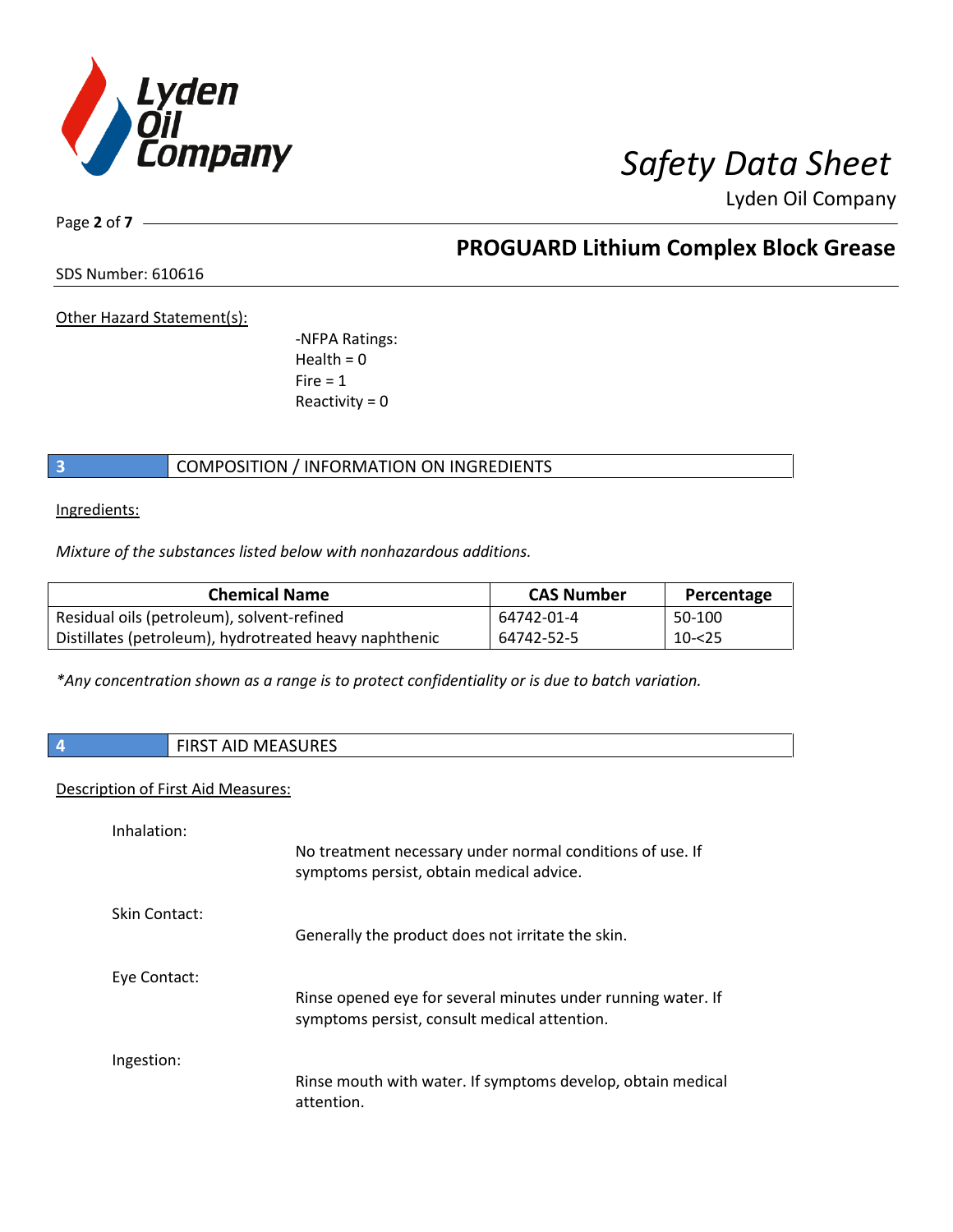Other Hazard Statement(s):

-NFPA Ratings:
Health = 0
Fire = 1
Reactivity = 0

## 3 COMPOSITION / INFORMATION ON INGREDIENTS

Ingredients:

*Mixture of the substances listed below with nonhazardous additions.*

| Chemical Name | CAS Number | Percentage |
|---|---|---|
| Residual oils (petroleum), solvent-refined | 64742-01-4 | 50-100 |
| Distillates (petroleum), hydrotreated heavy naphthenic | 64742-52-5 | 10-<25 |

*\*Any concentration shown as a range is to protect confidentiality or is due to batch variation.*

## 4 FIRST AID MEASURES

Description of First Aid Measures:

Inhalation:
No treatment necessary under normal conditions of use. If symptoms persist, obtain medical advice.

Skin Contact:
Generally the product does not irritate the skin.

Eye Contact:
Rinse opened eye for several minutes under running water. If symptoms persist, consult medical attention.

Ingestion:
Rinse mouth with water. If symptoms develop, obtain medical attention.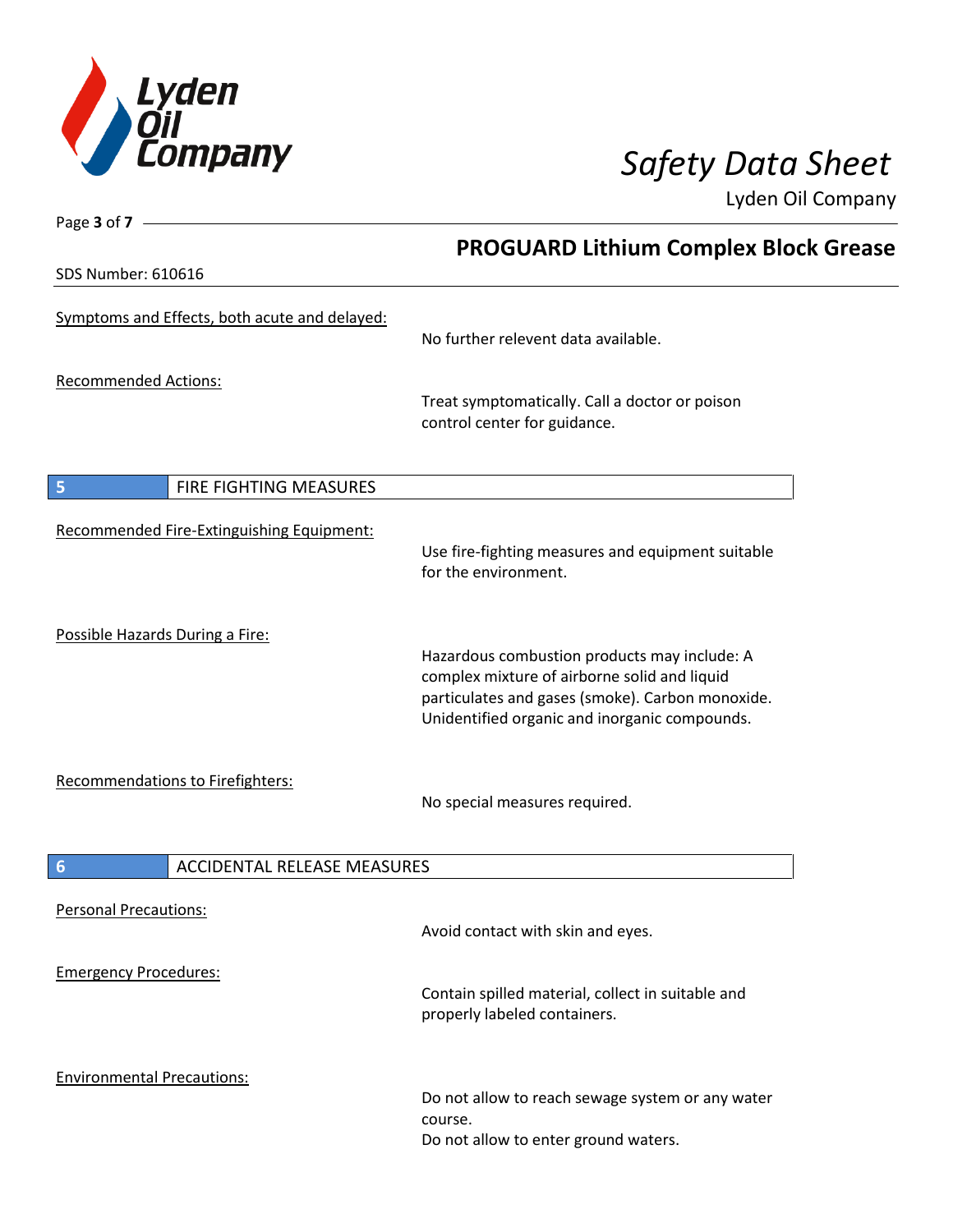Symptoms and Effects, both acute and delayed:

No further relevent data available.

Recommended Actions:

Treat symptomatically. Call a doctor or poison control center for guidance.

## 5 FIRE FIGHTING MEASURES

Recommended Fire-Extinguishing Equipment:

Use fire-fighting measures and equipment suitable for the environment.

Possible Hazards During a Fire:

Hazardous combustion products may include: A complex mixture of airborne solid and liquid particulates and gases (smoke). Carbon monoxide. Unidentified organic and inorganic compounds.

Recommendations to Firefighters:

No special measures required.

## 6 ACCIDENTAL RELEASE MEASURES

Personal Precautions:

Avoid contact with skin and eyes.

Emergency Procedures:

Contain spilled material, collect in suitable and properly labeled containers.

Environmental Precautions:

Do not allow to reach sewage system or any water course.
Do not allow to enter ground waters.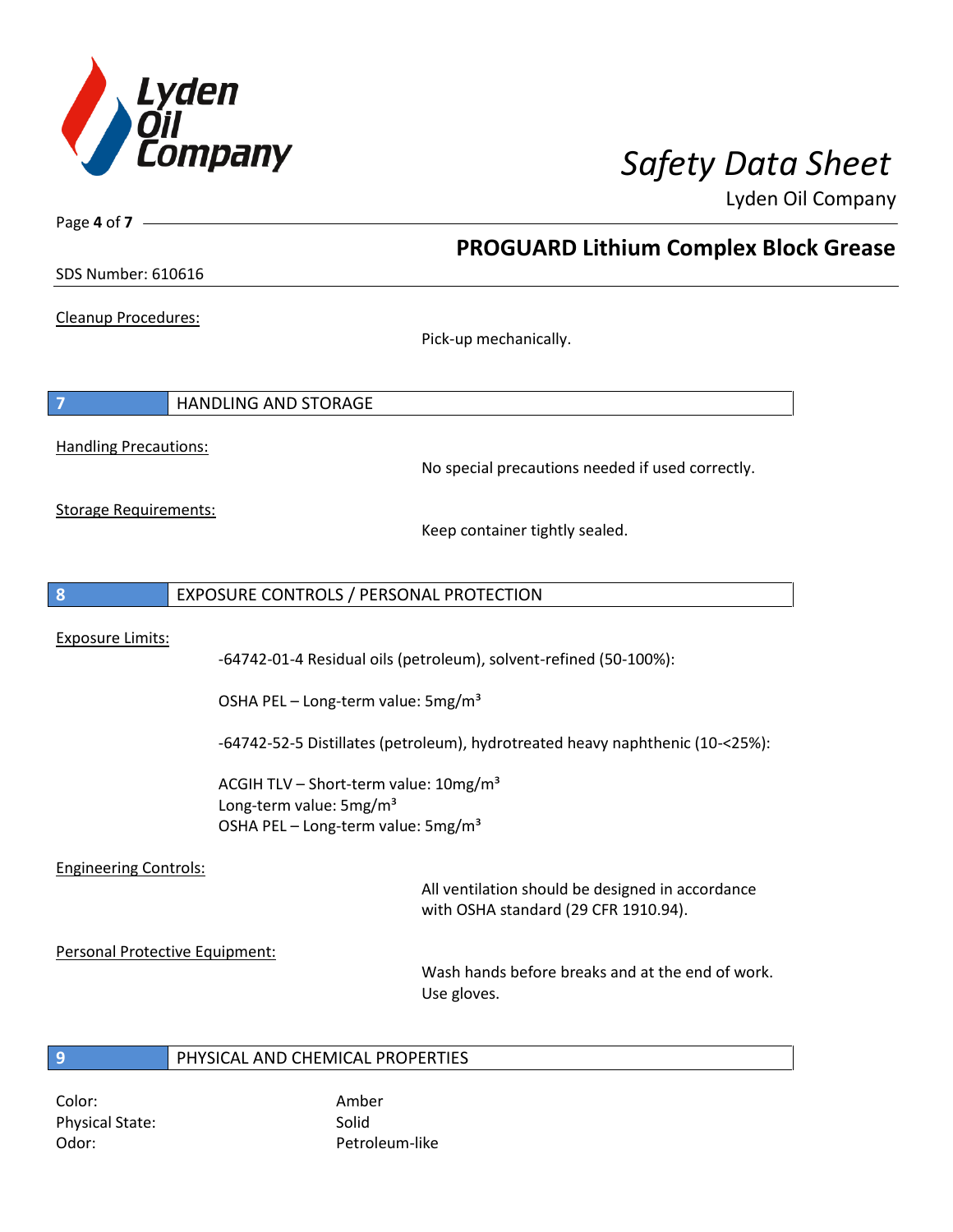Cleanup Procedures:

Pick-up mechanically.

## 7 HANDLING AND STORAGE

Handling Precautions:

No special precautions needed if used correctly.

Storage Requirements:

Keep container tightly sealed.

## 8 EXPOSURE CONTROLS / PERSONAL PROTECTION

Exposure Limits:

-64742-01-4 Residual oils (petroleum), solvent-refined (50-100%):

OSHA PEL – Long-term value: 5mg/m³

-64742-52-5 Distillates (petroleum), hydrotreated heavy naphthenic (10-<25%):

ACGIH TLV – Short-term value: 10mg/m³
Long-term value: 5mg/m³
OSHA PEL – Long-term value: 5mg/m³

Engineering Controls:

All ventilation should be designed in accordance with OSHA standard (29 CFR 1910.94).

Personal Protective Equipment:

Wash hands before breaks and at the end of work.
Use gloves.

## 9 PHYSICAL AND CHEMICAL PROPERTIES

Color: Amber
Physical State: Solid
Odor: Petroleum-like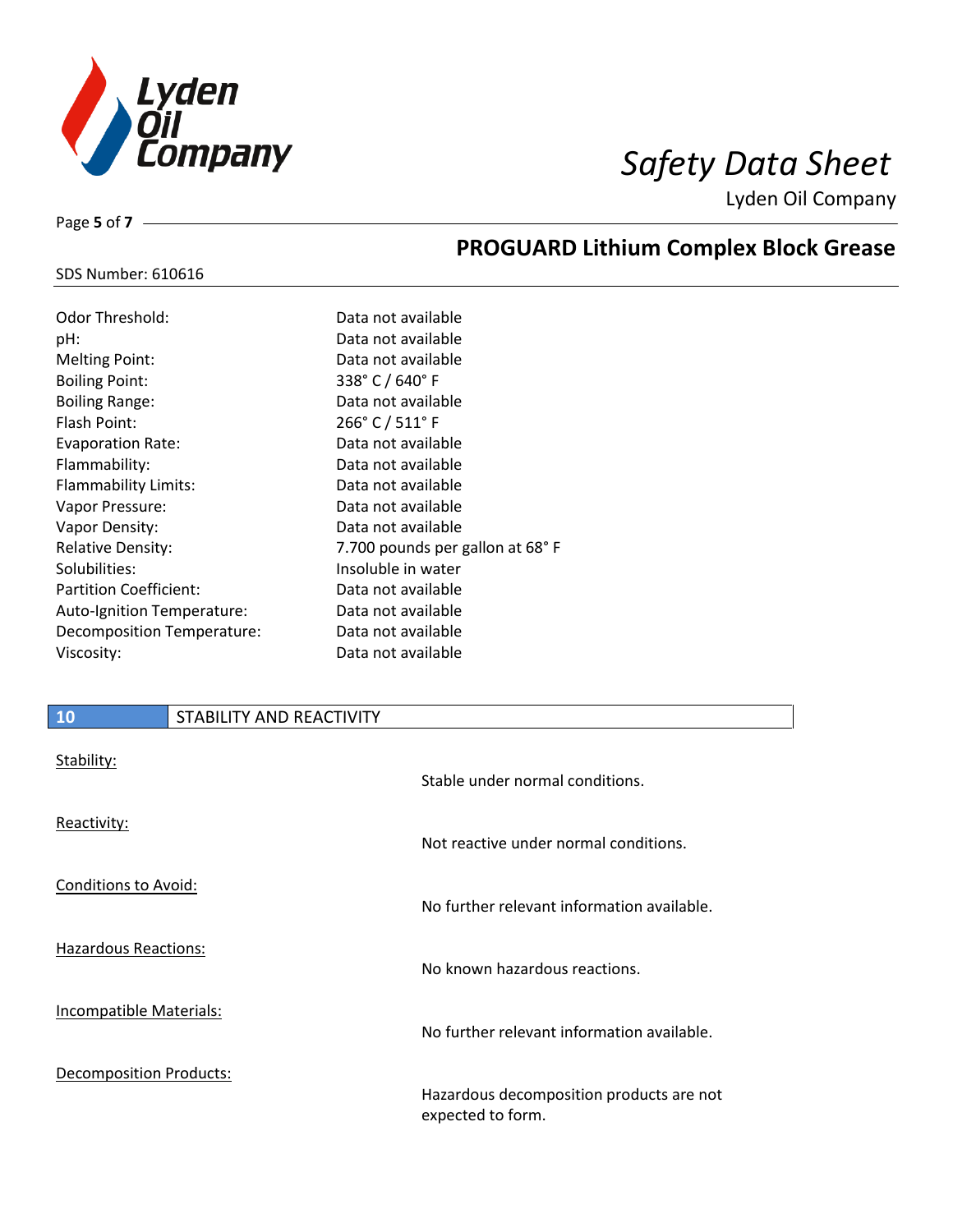| | |
|---|---|
| Odor Threshold: | Data not available |
| pH: | Data not available |
| Melting Point: | Data not available |
| Boiling Point: | 338° C / 640° F |
| Boiling Range: | Data not available |
| Flash Point: | 266° C / 511° F |
| Evaporation Rate: | Data not available |
| Flammability: | Data not available |
| Flammability Limits: | Data not available |
| Vapor Pressure: | Data not available |
| Vapor Density: | Data not available |
| Relative Density: | 7.700 pounds per gallon at 68° F |
| Solubilities: | Insoluble in water |
| Partition Coefficient: | Data not available |
| Auto-Ignition Temperature: | Data not available |
| Decomposition Temperature: | Data not available |
| Viscosity: | Data not available |

## 10 STABILITY AND REACTIVITY

<u>Stability:</u>

Stable under normal conditions.

<u>Reactivity:</u>

Not reactive under normal conditions.

<u>Conditions to Avoid:</u>

No further relevant information available.

<u>Hazardous Reactions:</u>

No known hazardous reactions.

<u>Incompatible Materials:</u>

No further relevant information available.

<u>Decomposition Products:</u>

Hazardous decomposition products are not expected to form.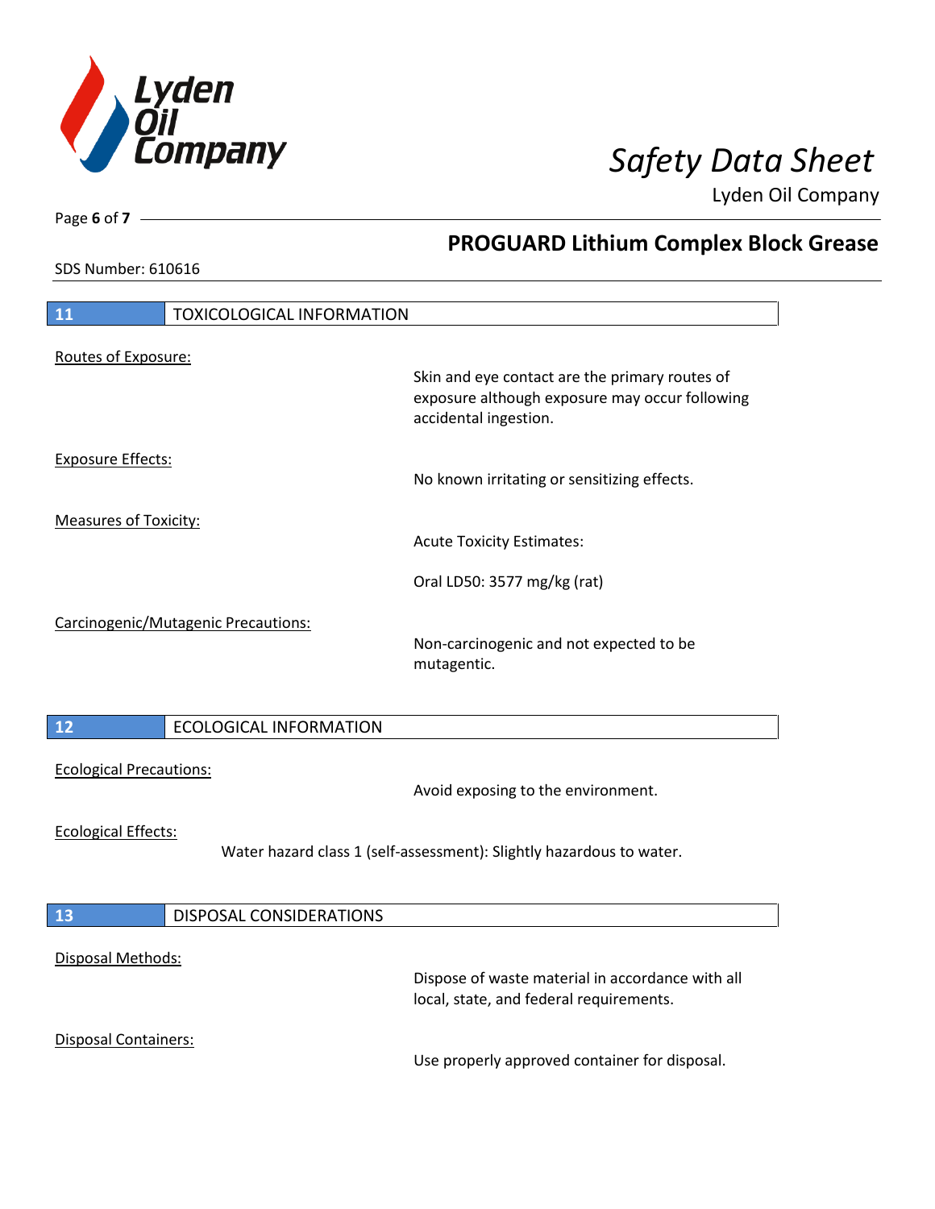## 11 TOXICOLOGICAL INFORMATION

Routes of Exposure:

Skin and eye contact are the primary routes of exposure although exposure may occur following accidental ingestion.

Exposure Effects:

No known irritating or sensitizing effects.

Measures of Toxicity:

Acute Toxicity Estimates:

Oral LD50: 3577 mg/kg (rat)

Carcinogenic/Mutagenic Precautions:

Non-carcinogenic and not expected to be mutagentic.

## 12 ECOLOGICAL INFORMATION

Ecological Precautions:

Avoid exposing to the environment.

Ecological Effects:

Water hazard class 1 (self-assessment): Slightly hazardous to water.

## 13 DISPOSAL CONSIDERATIONS

Disposal Methods:

Dispose of waste material in accordance with all local, state, and federal requirements.

Disposal Containers:

Use properly approved container for disposal.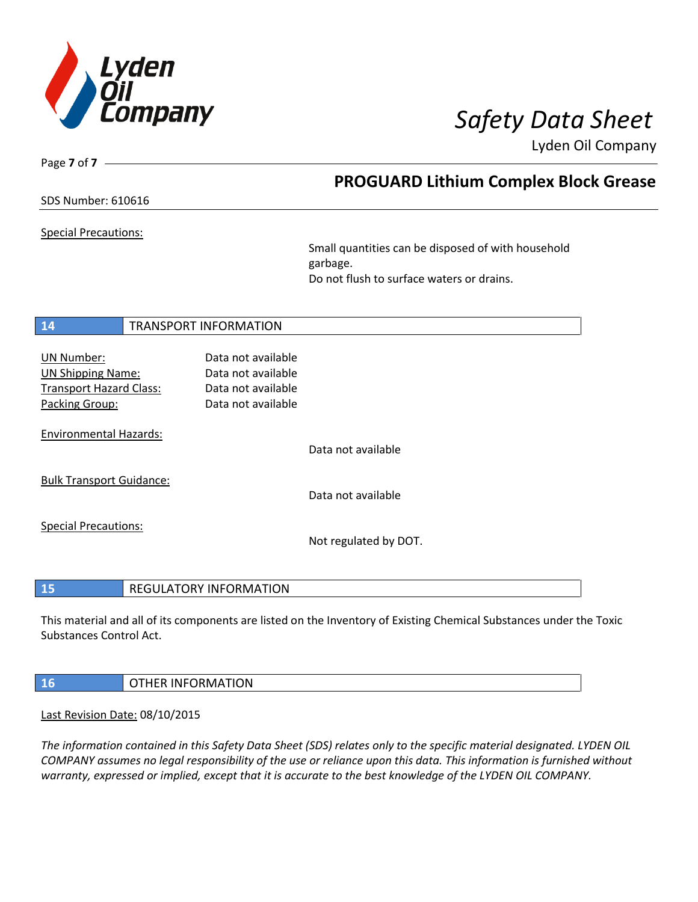Special Precautions:

Small quantities can be disposed of with household garbage.
Do not flush to surface waters or drains.

## 14 TRANSPORT INFORMATION

| | |
|---|---|
| UN Number: | Data not available |
| UN Shipping Name: | Data not available |
| Transport Hazard Class: | Data not available |
| Packing Group: | Data not available |

Environmental Hazards:

Data not available

Bulk Transport Guidance:

Data not available

Special Precautions:

Not regulated by DOT.

## 15 REGULATORY INFORMATION

This material and all of its components are listed on the Inventory of Existing Chemical Substances under the Toxic Substances Control Act.

## 16 OTHER INFORMATION

Last Revision Date: 08/10/2015

*The information contained in this Safety Data Sheet (SDS) relates only to the specific material designated. LYDEN OIL COMPANY assumes no legal responsibility of the use or reliance upon this data. This information is furnished without warranty, expressed or implied, except that it is accurate to the best knowledge of the LYDEN OIL COMPANY.*